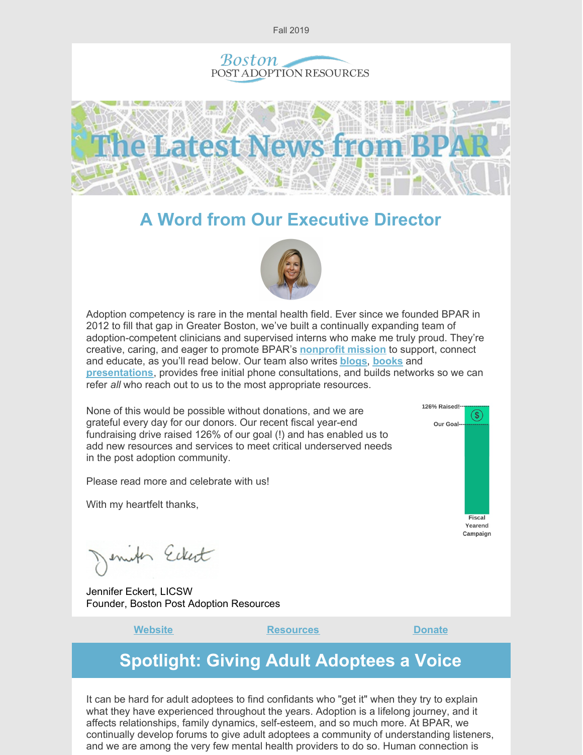Fall 2019

Boston POST ADOPTION RESOURCES

# The Latest News from BPAR

## A Word from Our Executive Director

Adoption competency is rare in the mental health field. Ever since we founded BPAR in 2012 to fill that gap in Greater Boston, we've built a continually expanding team of adoption-competent clinicians and supervised interns who make me truly proud. They're creative, caring, and eager to promote BPAR's **nonprofit mission** to support, connect and educate, as you'll read below. Our team also writes **blogs**, **books** and **presentations**, provides free initial phone consultations, and builds networks so we can refer *all* who reach out to us to the most appropriate resources.

None of this would be possible without donations, and we are grateful every day for our donors. Our recent fiscal year-end fundraising drive raised 126% of our goal (!) and has enabled us to add new resources and services to meet critical underserved needs in the post adoption community.

126% Raised!

Our Goal

Fiscal Yearend Campaign

Please read more and celebrate with us!

With my heartfelt thanks,

Jennifer Eckert, LICSW
Founder, Boston Post Adoption Resources

**Website** **Resources** **Donate**

## Spotlight: Giving Adult Adoptees a Voice

It can be hard for adult adoptees to find confidants who "get it" when they try to explain what they have experienced throughout the years. Adoption is a lifelong journey, and it affects relationships, family dynamics, self-esteem, and so much more. At BPAR, we continually develop forums to give adult adoptees a community of understanding listeners, and we are among the very few mental health providers to do so. Human connection is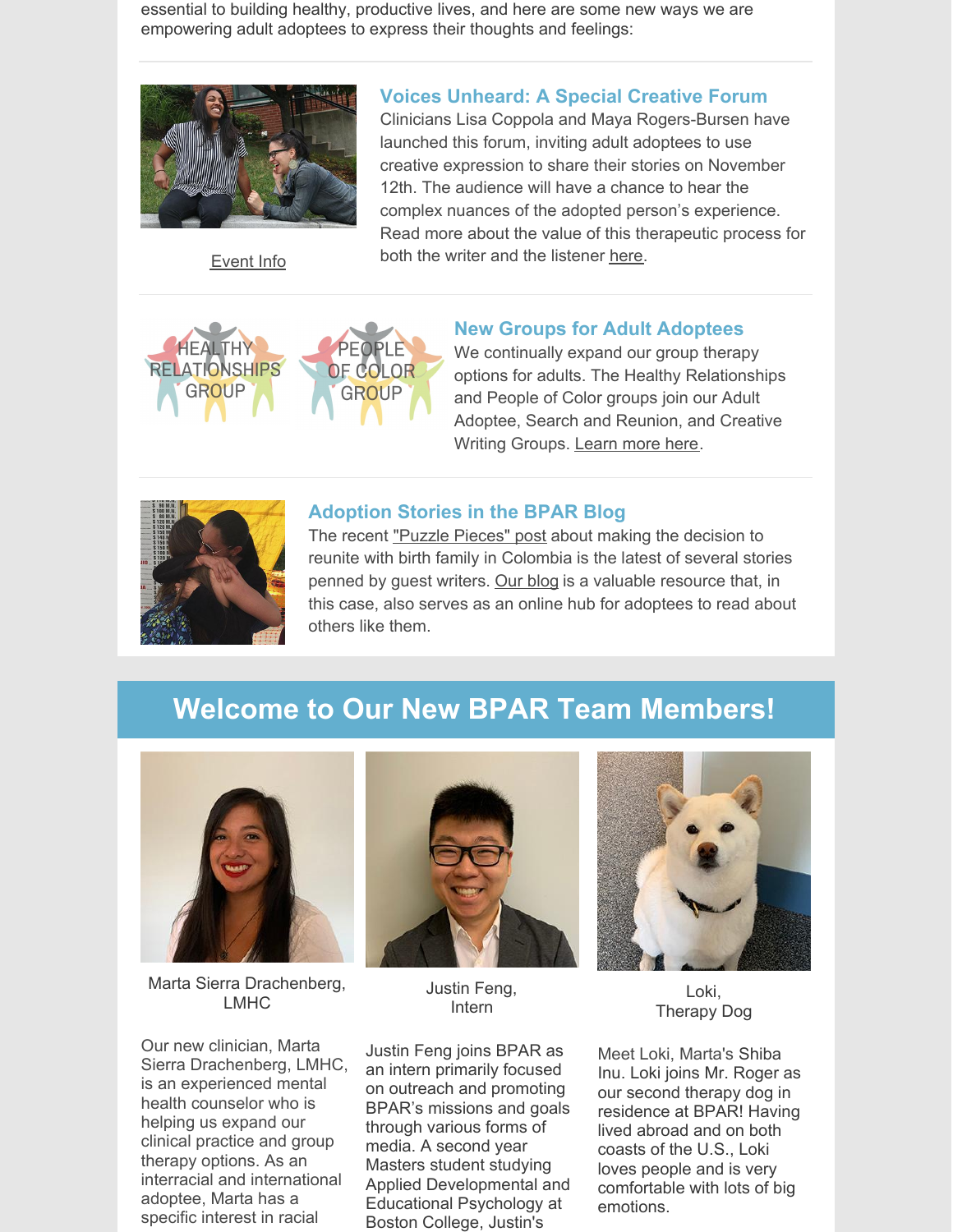essential to building healthy, productive lives, and here are some new ways we are empowering adult adoptees to express their thoughts and feelings:

Event Info

### Voices Unheard: A Special Creative Forum

Clinicians Lisa Coppola and Maya Rogers-Bursen have launched this forum, inviting adult adoptees to use creative expression to share their stories on November 12th. The audience will have a chance to hear the complex nuances of the adopted person's experience. Read more about the value of this therapeutic process for both the writer and the listener here.

HEALTHY RELATIONSHIPS GROUP

PEOPLE OF COLOR GROUP

### New Groups for Adult Adoptees

We continually expand our group therapy options for adults. The Healthy Relationships and People of Color groups join our Adult Adoptee, Search and Reunion, and Creative Writing Groups. Learn more here.

### Adoption Stories in the BPAR Blog

The recent "Puzzle Pieces" post about making the decision to reunite with birth family in Colombia is the latest of several stories penned by guest writers. Our blog is a valuable resource that, in this case, also serves as an online hub for adoptees to read about others like them.

## Welcome to Our New BPAR Team Members!

Marta Sierra Drachenberg, LMHC

Our new clinician, Marta Sierra Drachenberg, LMHC, is an experienced mental health counselor who is helping us expand our clinical practice and group therapy options. As an interracial and international adoptee, Marta has a specific interest in racial

Justin Feng, Intern

Justin Feng joins BPAR as an intern primarily focused on outreach and promoting BPAR's missions and goals through various forms of media. A second year Masters student studying Applied Developmental and Educational Psychology at Boston College, Justin's

Loki, Therapy Dog

Meet Loki, Marta's Shiba Inu. Loki joins Mr. Roger as our second therapy dog in residence at BPAR! Having lived abroad and on both coasts of the U.S., Loki loves people and is very comfortable with lots of big emotions.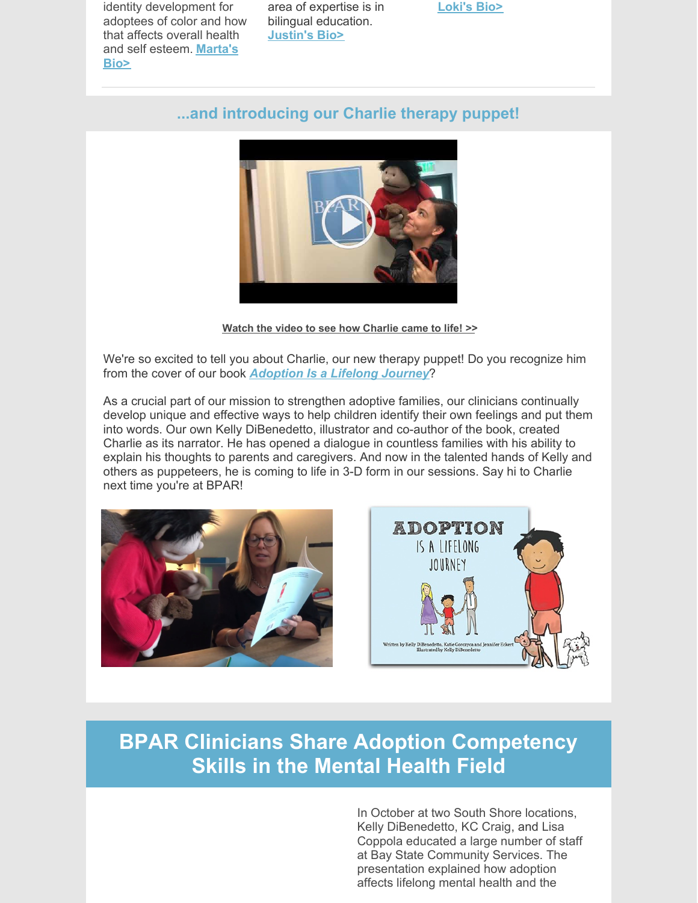identity development for adoptees of color and how that affects overall health and self esteem. **Marta's Bio>**

area of expertise is in bilingual education. **Justin's Bio>**

**Loki's Bio>**

## ...and introducing our Charlie therapy puppet!

**Watch the video to see how Charlie came to life! >>**

We're so excited to tell you about Charlie, our new therapy puppet! Do you recognize him from the cover of our book ***Adoption Is a Lifelong Journey***?

As a crucial part of our mission to strengthen adoptive families, our clinicians continually develop unique and effective ways to help children identify their own feelings and put them into words. Our own Kelly DiBenedetto, illustrator and co-author of the book, created Charlie as its narrator. He has opened a dialogue in countless families with his ability to explain his thoughts to parents and caregivers. And now in the talented hands of Kelly and others as puppeteers, he is coming to life in 3-D form in our sessions. Say hi to Charlie next time you're at BPAR!

# BPAR Clinicians Share Adoption Competency Skills in the Mental Health Field

In October at two South Shore locations, Kelly DiBenedetto, KC Craig, and Lisa Coppola educated a large number of staff at Bay State Community Services. The presentation explained how adoption affects lifelong mental health and the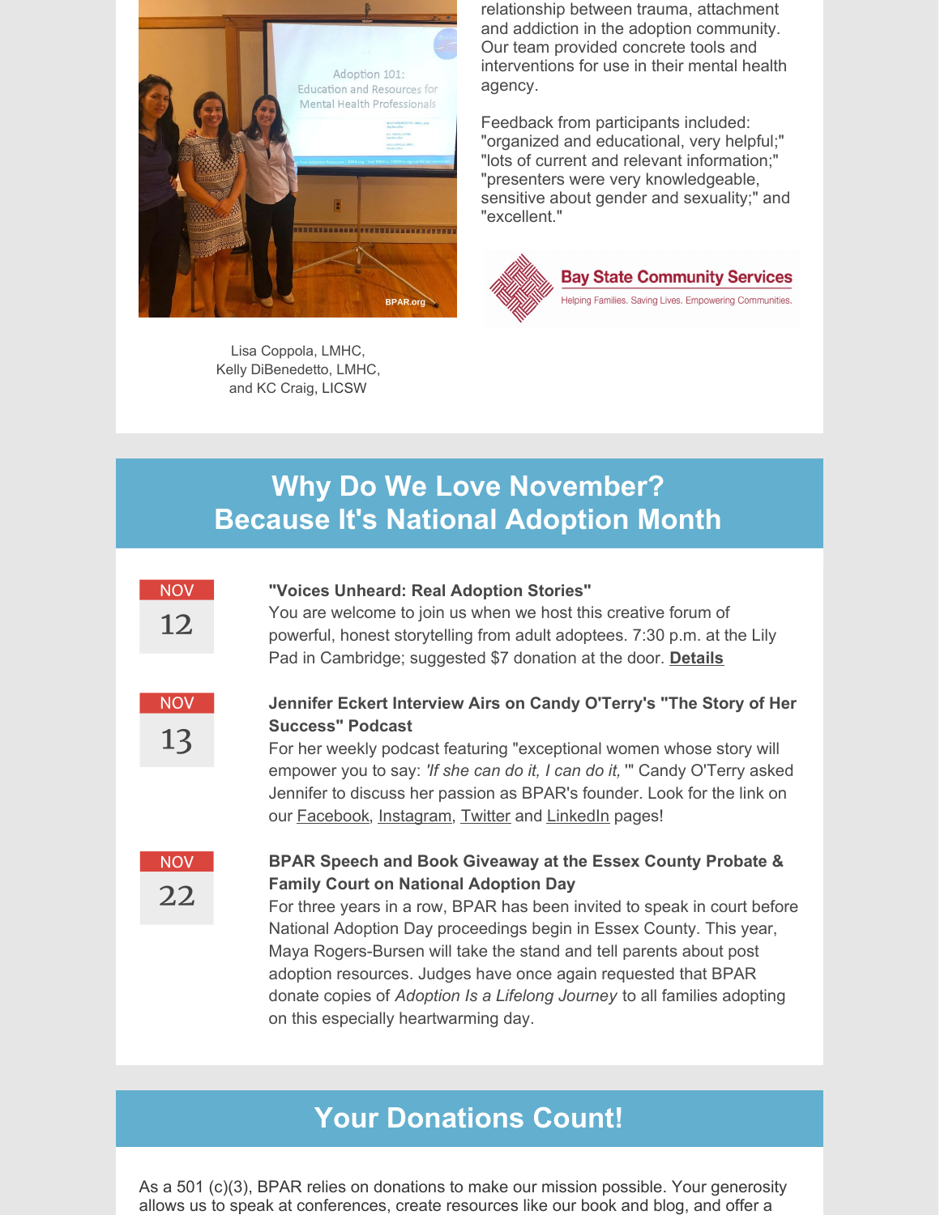Lisa Coppola, LMHC,
Kelly DiBenedetto, LMHC,
and KC Craig, LICSW

relationship between trauma, attachment and addiction in the adoption community. Our team provided concrete tools and interventions for use in their mental health agency.

Feedback from participants included: "organized and educational, very helpful;" "lots of current and relevant information;" "presenters were very knowledgeable, sensitive about gender and sexuality;" and "excellent."

## Why Do We Love November? Because It's National Adoption Month

**NOV 12**

**"Voices Unheard: Real Adoption Stories"**
You are welcome to join us when we host this creative forum of powerful, honest storytelling from adult adoptees. 7:30 p.m. at the Lily Pad in Cambridge; suggested $7 donation at the door. **Details**

**NOV 13**

**Jennifer Eckert Interview Airs on Candy O'Terry's "The Story of Her Success" Podcast**
For her weekly podcast featuring "exceptional women whose story will empower you to say: *'If she can do it, I can do it,'*" Candy O'Terry asked Jennifer to discuss her passion as BPAR's founder. Look for the link on our Facebook, Instagram, Twitter and LinkedIn pages!

**NOV 22**

**BPAR Speech and Book Giveaway at the Essex County Probate & Family Court on National Adoption Day**
For three years in a row, BPAR has been invited to speak in court before National Adoption Day proceedings begin in Essex County. This year, Maya Rogers-Bursen will take the stand and tell parents about post adoption resources. Judges have once again requested that BPAR donate copies of *Adoption Is a Lifelong Journey* to all families adopting on this especially heartwarming day.

## Your Donations Count!

As a 501 (c)(3), BPAR relies on donations to make our mission possible. Your generosity allows us to speak at conferences, create resources like our book and blog, and offer a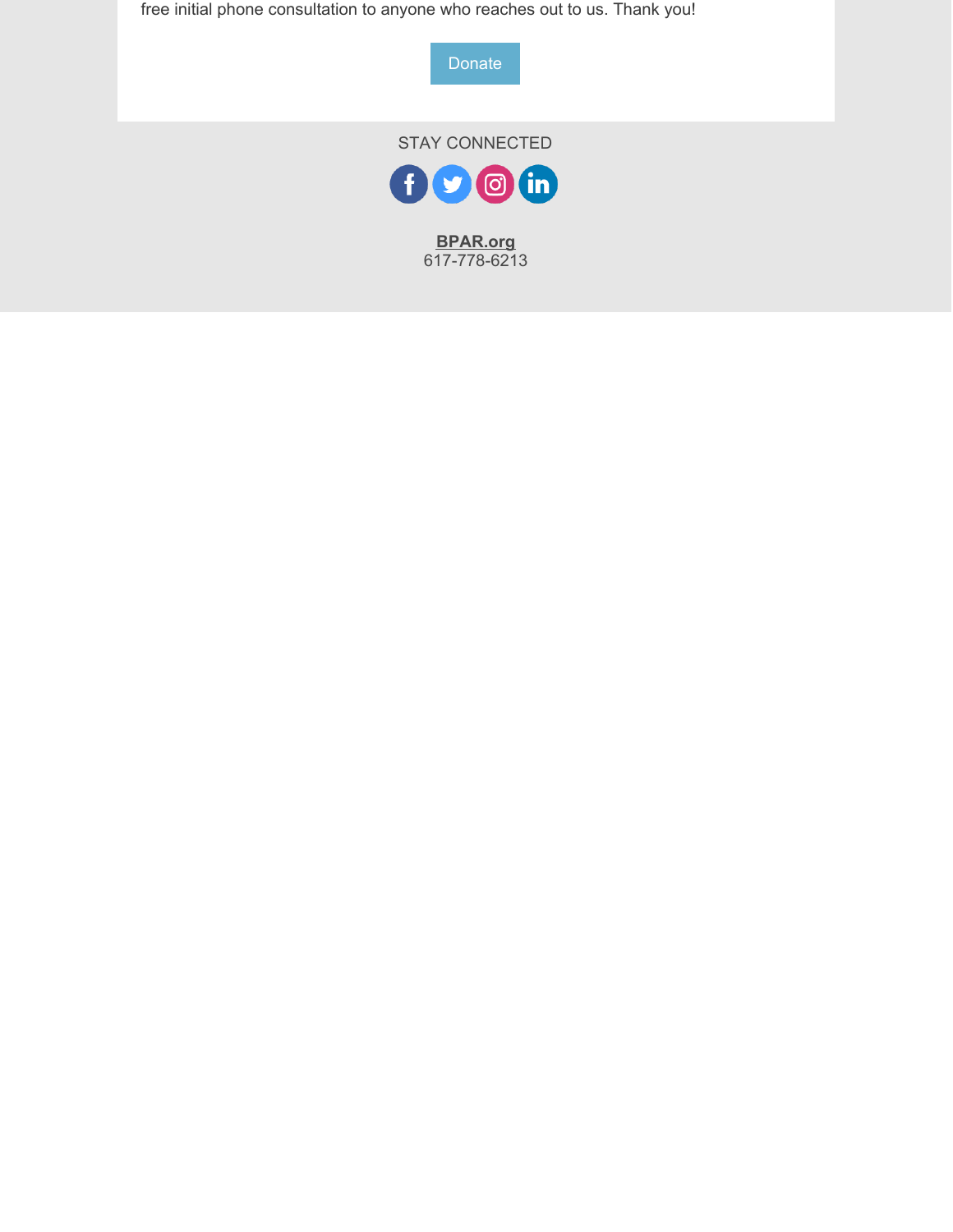free initial phone consultation to anyone who reaches out to us. Thank you!

Donate

STAY CONNECTED

**BPAR.org**
617-778-6213